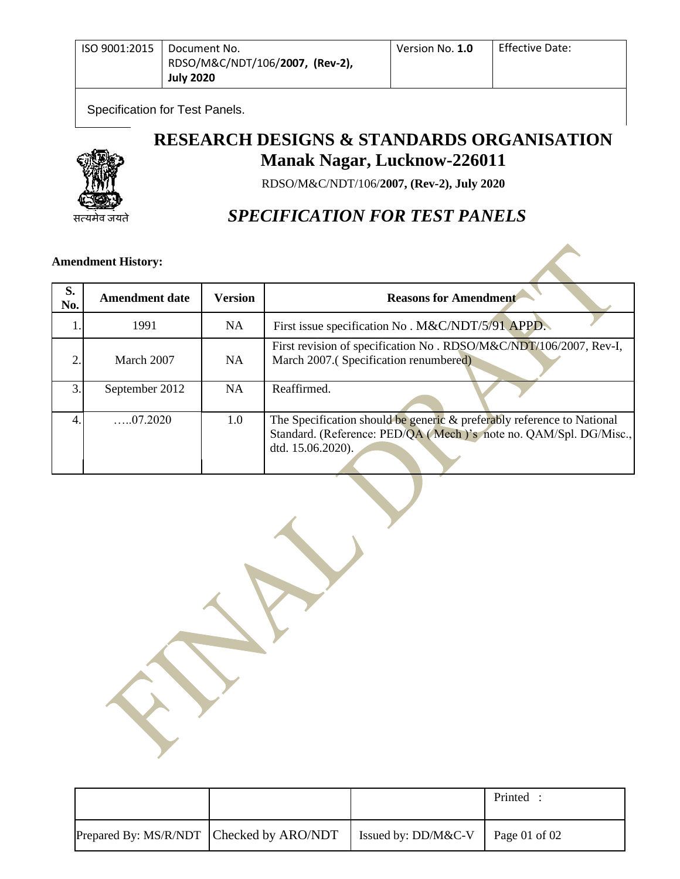| ISO 9001:2015 | Document No. RDSO/M&C/NDT/106/**2007, (Rev-2), July 2020** | Version No. **1.0** | Effective Date: |
|---|---|---|---|

Specification for Test Panels.

# RESEARCH DESIGNS & STANDARDS ORGANISATION

## Manak Nagar, Lucknow-226011

सत्यमेव जयते

RDSO/M&C/NDT/106/**2007, (Rev-2), July 2020**

## *SPECIFICATION FOR TEST PANELS*

**Amendment History:**

| S. No. | Amendment date | Version | Reasons for Amendment |
|---|---|---|---|
| 1. | 1991 | NA | First issue specification No . M&C/NDT/5/91 APPD. |
| 2. | March 2007 | NA | First revision of specification No . RDSO/M&C/NDT/106/2007, Rev-I, March 2007.( Specification renumbered) |
| 3. | September 2012 | NA | Reaffirmed. |
| 4. | …..07.2020 | 1.0 | The Specification should be generic & preferably reference to National Standard. (Reference: PED/QA ( Mech )'s note no. QAM/Spl. DG/Misc., dtd. 15.06.2020). |

FINAL DRAFT

| | | | Printed : |
|---|---|---|---|
| Prepared By: MS/R/NDT | Checked by ARO/NDT | Issued by: DD/M&C-V | Page 01 of 02 |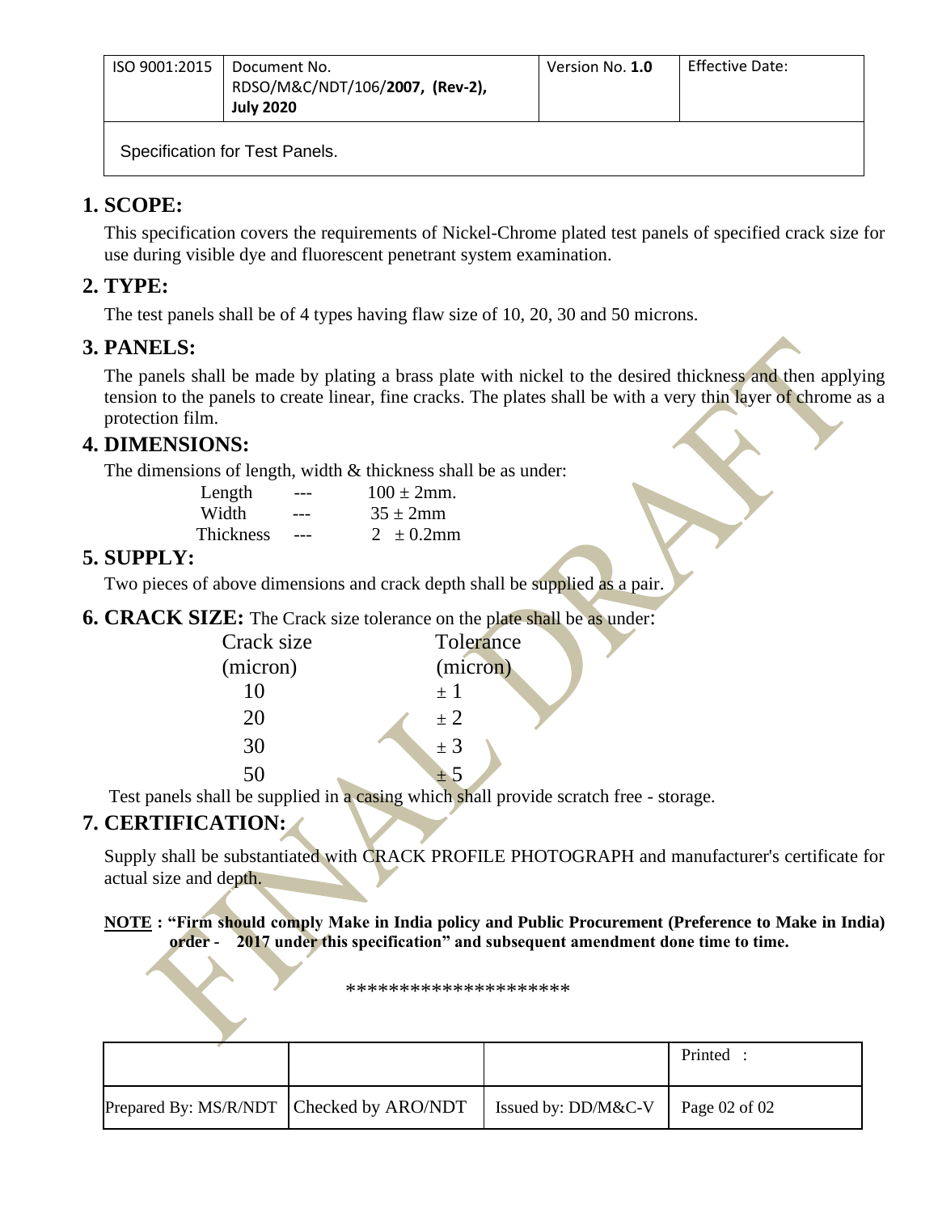Specification for Test Panels.

## 1. SCOPE:

This specification covers the requirements of Nickel-Chrome plated test panels of specified crack size for use during visible dye and fluorescent penetrant system examination.

## 2. TYPE:

The test panels shall be of 4 types having flaw size of 10, 20, 30 and 50 microns.

## 3. PANELS:

The panels shall be made by plating a brass plate with nickel to the desired thickness and then applying tension to the panels to create linear, fine cracks. The plates shall be with a very thin layer of chrome as a protection film.

## 4. DIMENSIONS:

The dimensions of length, width & thickness shall be as under:

| | | |
|---|---|---|
| Length | --- | 100 ± 2mm. |
| Width | --- | 35 ± 2mm |
| Thickness | --- | 2 ± 0.2mm |

## 5. SUPPLY:

Two pieces of above dimensions and crack depth shall be supplied as a pair.

## 6. CRACK SIZE: The Crack size tolerance on the plate shall be as under:

| Crack size (micron) | Tolerance (micron) |
|---|---|
| 10 | ± 1 |
| 20 | ± 2 |
| 30 | ± 3 |
| 50 | ± 5 |

Test panels shall be supplied in a casing which shall provide scratch free - storage.

## 7. CERTIFICATION:

Supply shall be substantiated with CRACK PROFILE PHOTOGRAPH and manufacturer's certificate for actual size and depth.

**NOTE : "Firm should comply Make in India policy and Public Procurement (Preference to Make in India) order - 2017 under this specification" and subsequent amendment done time to time.**

*********************

| | | | |
|---|---|---|---|
| | | | Printed : |
| Prepared By: MS/R/NDT | Checked by ARO/NDT | Issued by: DD/M&C-V | |